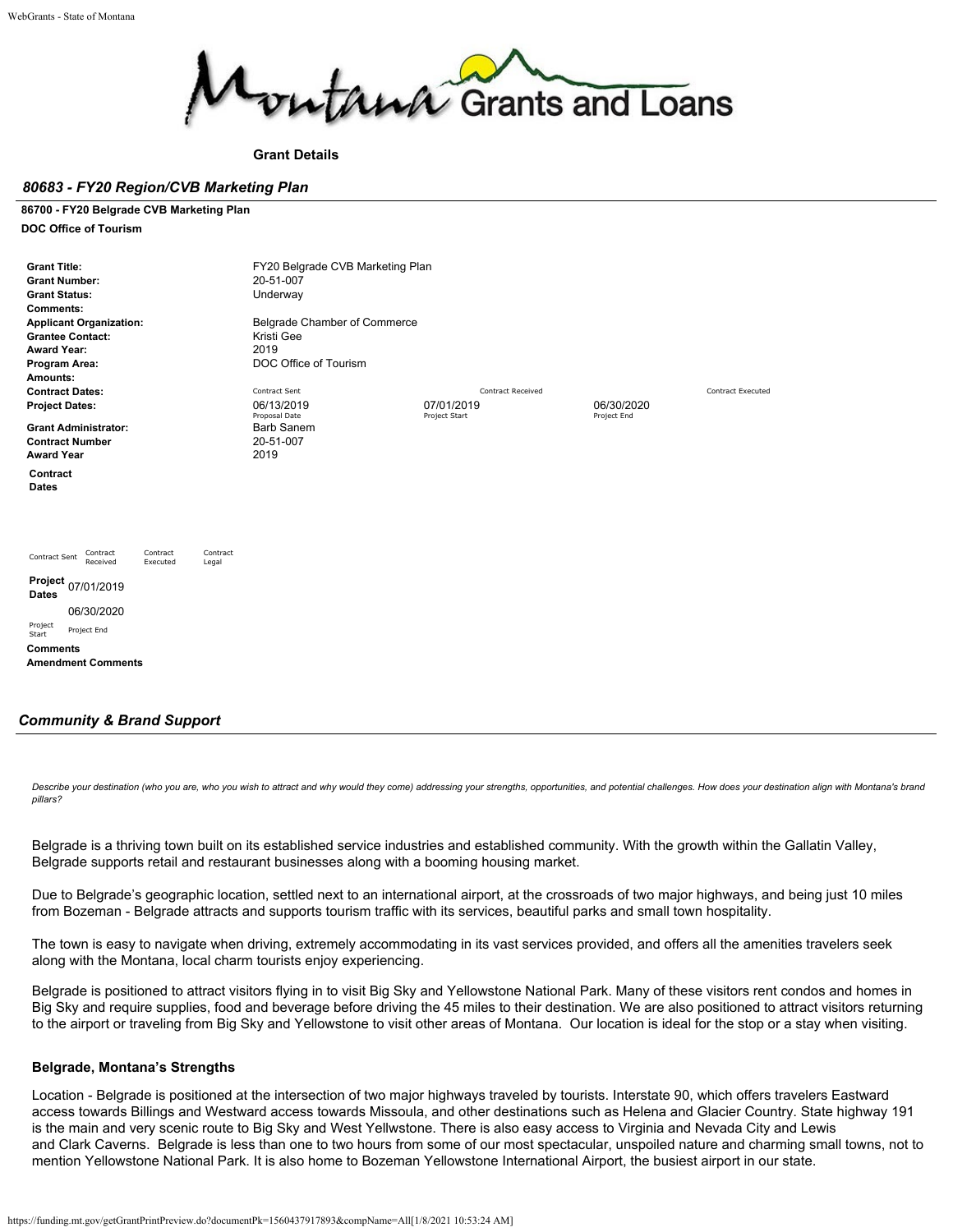**Grant Details**

## *80683 - FY20 Region/CVB Marketing Plan*

**86700 - FY20 Belgrade CVB Marketing Plan**

**DOC Office of Tourism**

| | | | | |
|---|---|---|---|---|
| **Grant Title:** | FY20 Belgrade CVB Marketing Plan | | | |
| **Grant Number:** | 20-51-007 | | | |
| **Grant Status:** | Underway | | | |
| **Comments:** | | | | |
| **Applicant Organization:** | Belgrade Chamber of Commerce | | | |
| **Grantee Contact:** | Kristi Gee | | | |
| **Award Year:** | 2019 | | | |
| **Program Area:** | DOC Office of Tourism | | | |
| **Amounts:** | | | | |
| **Contract Dates:** | Contract Sent | Contract Received | | Contract Executed |
| **Project Dates:** | 06/13/2019<br>Proposal Date | 07/01/2019<br>Project Start | 06/30/2020<br>Project End | |
| **Grant Administrator:** | Barb Sanem | | | |
| **Contract Number** | 20-51-007 | | | |
| **Award Year** | 2019 | | | |

**Contract Dates**

| Contract Sent | Contract Received | Contract Executed | Contract Legal |
|---|---|---|---|
| | | | |

**Project Dates**

| Project Start | Project End |
|---|---|
| 07/01/2019 | 06/30/2020 |

**Comments**

**Amendment Comments**

## *Community & Brand Support*

*Describe your destination (who you are, who you wish to attract and why would they come) addressing your strengths, opportunities, and potential challenges. How does your destination align with Montana's brand pillars?*

Belgrade is a thriving town built on its established service industries and established community. With the growth within the Gallatin Valley, Belgrade supports retail and restaurant businesses along with a booming housing market.

Due to Belgrade's geographic location, settled next to an international airport, at the crossroads of two major highways, and being just 10 miles from Bozeman - Belgrade attracts and supports tourism traffic with its services, beautiful parks and small town hospitality.

The town is easy to navigate when driving, extremely accommodating in its vast services provided, and offers all the amenities travelers seek along with the Montana, local charm tourists enjoy experiencing.

Belgrade is positioned to attract visitors flying in to visit Big Sky and Yellowstone National Park. Many of these visitors rent condos and homes in Big Sky and require supplies, food and beverage before driving the 45 miles to their destination. We are also positioned to attract visitors returning to the airport or traveling from Big Sky and Yellowstone to visit other areas of Montana. Our location is ideal for the stop or a stay when visiting.

### Belgrade, Montana's Strengths

Location - Belgrade is positioned at the intersection of two major highways traveled by tourists. Interstate 90, which offers travelers Eastward access towards Billings and Westward access towards Missoula, and other destinations such as Helena and Glacier Country. State highway 191 is the main and very scenic route to Big Sky and West Yellwstone. There is also easy access to Virginia and Nevada City and Lewis and Clark Caverns. Belgrade is less than one to two hours from some of our most spectacular, unspoiled nature and charming small towns, not to mention Yellowstone National Park. It is also home to Bozeman Yellowstone International Airport, the busiest airport in our state.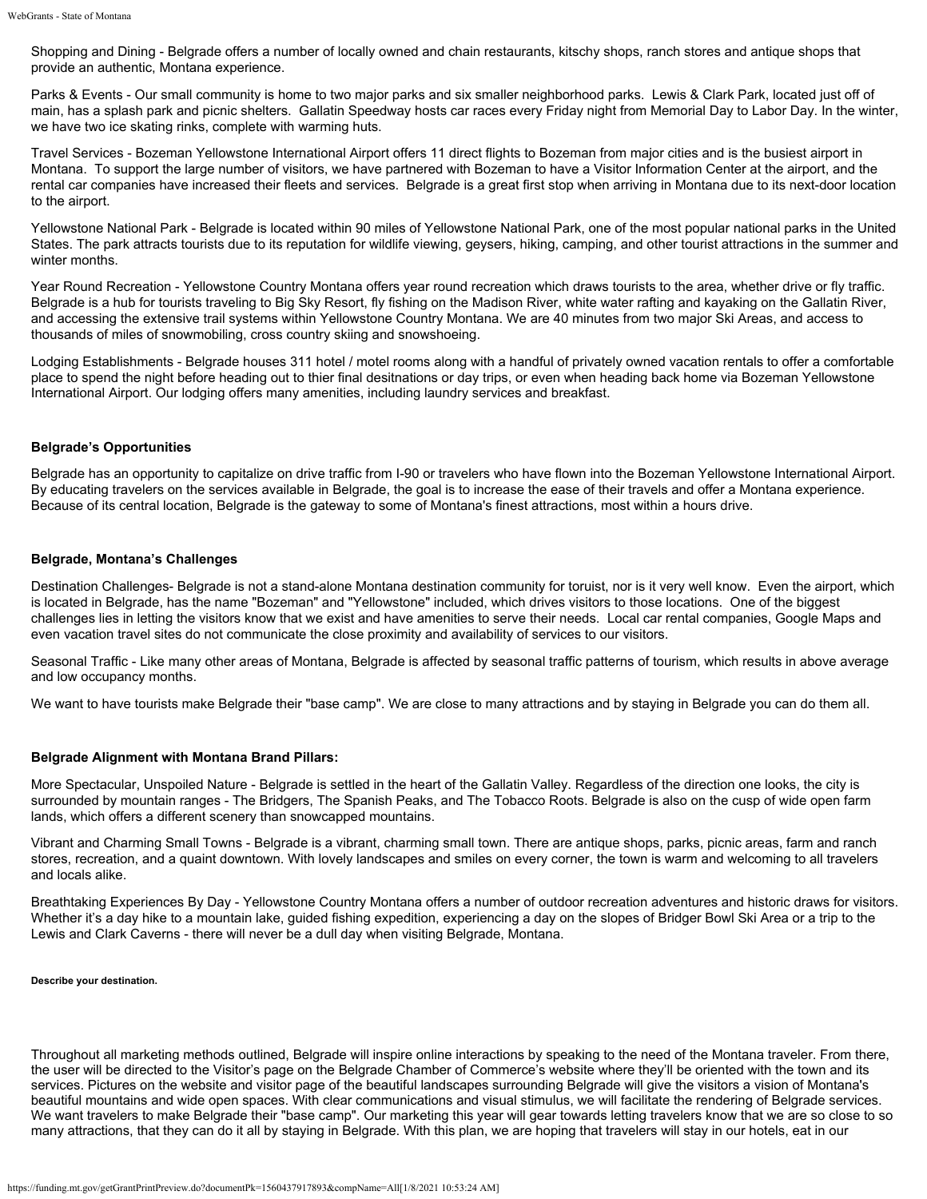Shopping and Dining - Belgrade offers a number of locally owned and chain restaurants, kitschy shops, ranch stores and antique shops that provide an authentic, Montana experience.

Parks & Events - Our small community is home to two major parks and six smaller neighborhood parks. Lewis & Clark Park, located just off of main, has a splash park and picnic shelters. Gallatin Speedway hosts car races every Friday night from Memorial Day to Labor Day. In the winter, we have two ice skating rinks, complete with warming huts.

Travel Services - Bozeman Yellowstone International Airport offers 11 direct flights to Bozeman from major cities and is the busiest airport in Montana. To support the large number of visitors, we have partnered with Bozeman to have a Visitor Information Center at the airport, and the rental car companies have increased their fleets and services. Belgrade is a great first stop when arriving in Montana due to its next-door location to the airport.

Yellowstone National Park - Belgrade is located within 90 miles of Yellowstone National Park, one of the most popular national parks in the United States. The park attracts tourists due to its reputation for wildlife viewing, geysers, hiking, camping, and other tourist attractions in the summer and winter months.

Year Round Recreation - Yellowstone Country Montana offers year round recreation which draws tourists to the area, whether drive or fly traffic. Belgrade is a hub for tourists traveling to Big Sky Resort, fly fishing on the Madison River, white water rafting and kayaking on the Gallatin River, and accessing the extensive trail systems within Yellowstone Country Montana. We are 40 minutes from two major Ski Areas, and access to thousands of miles of snowmobiling, cross country skiing and snowshoeing.

Lodging Establishments - Belgrade houses 311 hotel / motel rooms along with a handful of privately owned vacation rentals to offer a comfortable place to spend the night before heading out to thier final desitnations or day trips, or even when heading back home via Bozeman Yellowstone International Airport. Our lodging offers many amenities, including laundry services and breakfast.

**Belgrade's Opportunities**

Belgrade has an opportunity to capitalize on drive traffic from I-90 or travelers who have flown into the Bozeman Yellowstone International Airport. By educating travelers on the services available in Belgrade, the goal is to increase the ease of their travels and offer a Montana experience. Because of its central location, Belgrade is the gateway to some of Montana's finest attractions, most within a hours drive.

**Belgrade, Montana's Challenges**

Destination Challenges- Belgrade is not a stand-alone Montana destination community for toruist, nor is it very well know. Even the airport, which is located in Belgrade, has the name "Bozeman" and "Yellowstone" included, which drives visitors to those locations. One of the biggest challenges lies in letting the visitors know that we exist and have amenities to serve their needs. Local car rental companies, Google Maps and even vacation travel sites do not communicate the close proximity and availability of services to our visitors.

Seasonal Traffic - Like many other areas of Montana, Belgrade is affected by seasonal traffic patterns of tourism, which results in above average and low occupancy months.

We want to have tourists make Belgrade their "base camp". We are close to many attractions and by staying in Belgrade you can do them all.

**Belgrade Alignment with Montana Brand Pillars:**

More Spectacular, Unspoiled Nature - Belgrade is settled in the heart of the Gallatin Valley. Regardless of the direction one looks, the city is surrounded by mountain ranges - The Bridgers, The Spanish Peaks, and The Tobacco Roots. Belgrade is also on the cusp of wide open farm lands, which offers a different scenery than snowcapped mountains.

Vibrant and Charming Small Towns - Belgrade is a vibrant, charming small town. There are antique shops, parks, picnic areas, farm and ranch stores, recreation, and a quaint downtown. With lovely landscapes and smiles on every corner, the town is warm and welcoming to all travelers and locals alike.

Breathtaking Experiences By Day - Yellowstone Country Montana offers a number of outdoor recreation adventures and historic draws for visitors. Whether it's a day hike to a mountain lake, guided fishing expedition, experiencing a day on the slopes of Bridger Bowl Ski Area or a trip to the Lewis and Clark Caverns - there will never be a dull day when visiting Belgrade, Montana.

**Describe your destination.**

Throughout all marketing methods outlined, Belgrade will inspire online interactions by speaking to the need of the Montana traveler. From there, the user will be directed to the Visitor's page on the Belgrade Chamber of Commerce's website where they'll be oriented with the town and its services. Pictures on the website and visitor page of the beautiful landscapes surrounding Belgrade will give the visitors a vision of Montana's beautiful mountains and wide open spaces. With clear communications and visual stimulus, we will facilitate the rendering of Belgrade services. We want travelers to make Belgrade their "base camp". Our marketing this year will gear towards letting travelers know that we are so close to so many attractions, that they can do it all by staying in Belgrade. With this plan, we are hoping that travelers will stay in our hotels, eat in our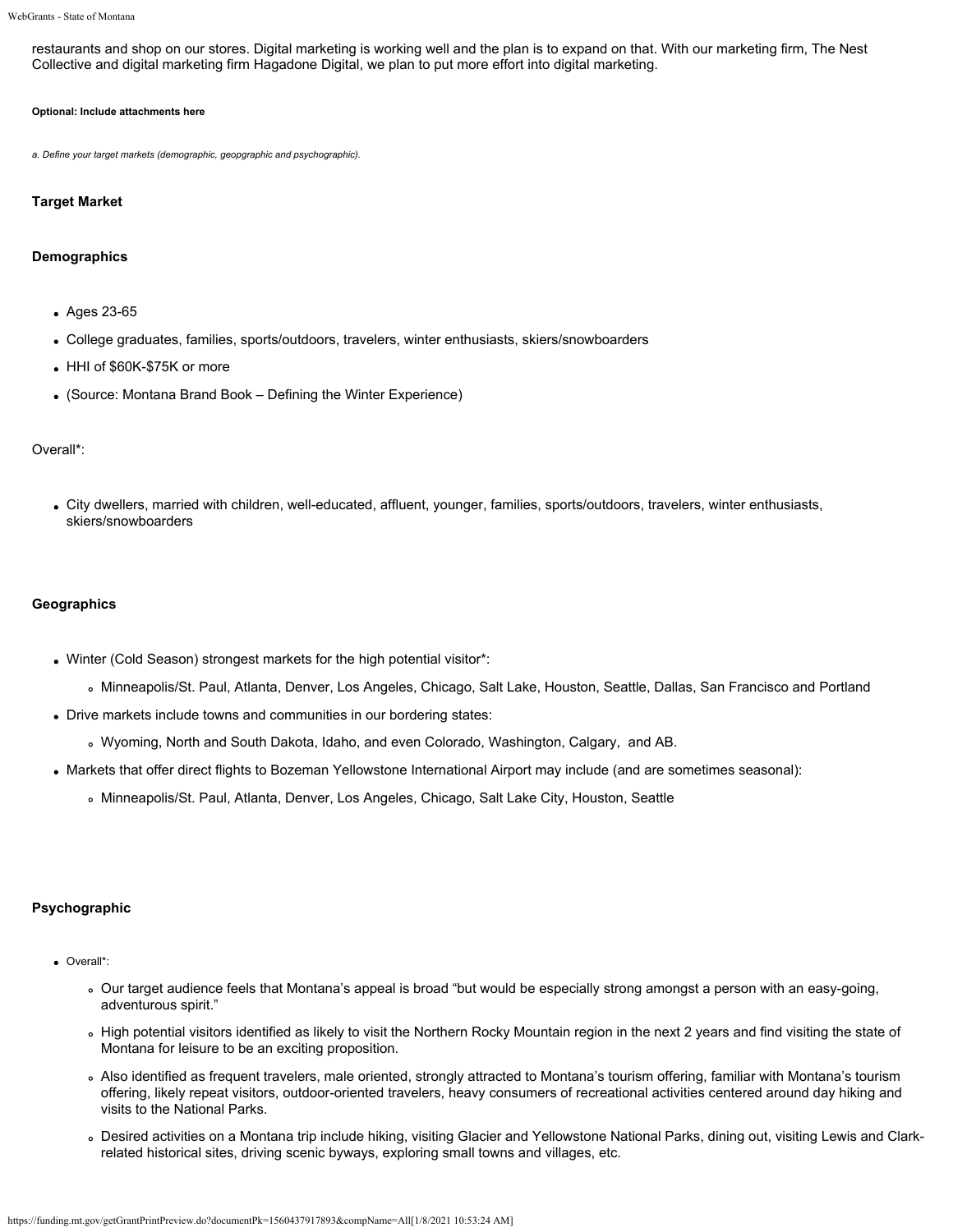restaurants and shop on our stores. Digital marketing is working well and the plan is to expand on that. With our marketing firm, The Nest Collective and digital marketing firm Hagadone Digital, we plan to put more effort into digital marketing.

**Optional: Include attachments here**

*a. Define your target markets (demographic, geopgraphic and psychographic).*

**Target Market**

**Demographics**

- Ages 23-65
- College graduates, families, sports/outdoors, travelers, winter enthusiasts, skiers/snowboarders
- HHI of $60K-$75K or more
- (Source: Montana Brand Book – Defining the Winter Experience)

Overall*:

- City dwellers, married with children, well-educated, affluent, younger, families, sports/outdoors, travelers, winter enthusiasts, skiers/snowboarders

**Geographics**

- Winter (Cold Season) strongest markets for the high potential visitor*:
  - Minneapolis/St. Paul, Atlanta, Denver, Los Angeles, Chicago, Salt Lake, Houston, Seattle, Dallas, San Francisco and Portland
- Drive markets include towns and communities in our bordering states:
  - Wyoming, North and South Dakota, Idaho, and even Colorado, Washington, Calgary, and AB.
- Markets that offer direct flights to Bozeman Yellowstone International Airport may include (and are sometimes seasonal):
  - Minneapolis/St. Paul, Atlanta, Denver, Los Angeles, Chicago, Salt Lake City, Houston, Seattle

**Psychographic**

- Overall*:
  - Our target audience feels that Montana's appeal is broad "but would be especially strong amongst a person with an easy-going, adventurous spirit."
  - High potential visitors identified as likely to visit the Northern Rocky Mountain region in the next 2 years and find visiting the state of Montana for leisure to be an exciting proposition.
  - Also identified as frequent travelers, male oriented, strongly attracted to Montana's tourism offering, familiar with Montana's tourism offering, likely repeat visitors, outdoor-oriented travelers, heavy consumers of recreational activities centered around day hiking and visits to the National Parks.
  - Desired activities on a Montana trip include hiking, visiting Glacier and Yellowstone National Parks, dining out, visiting Lewis and Clark-related historical sites, driving scenic byways, exploring small towns and villages, etc.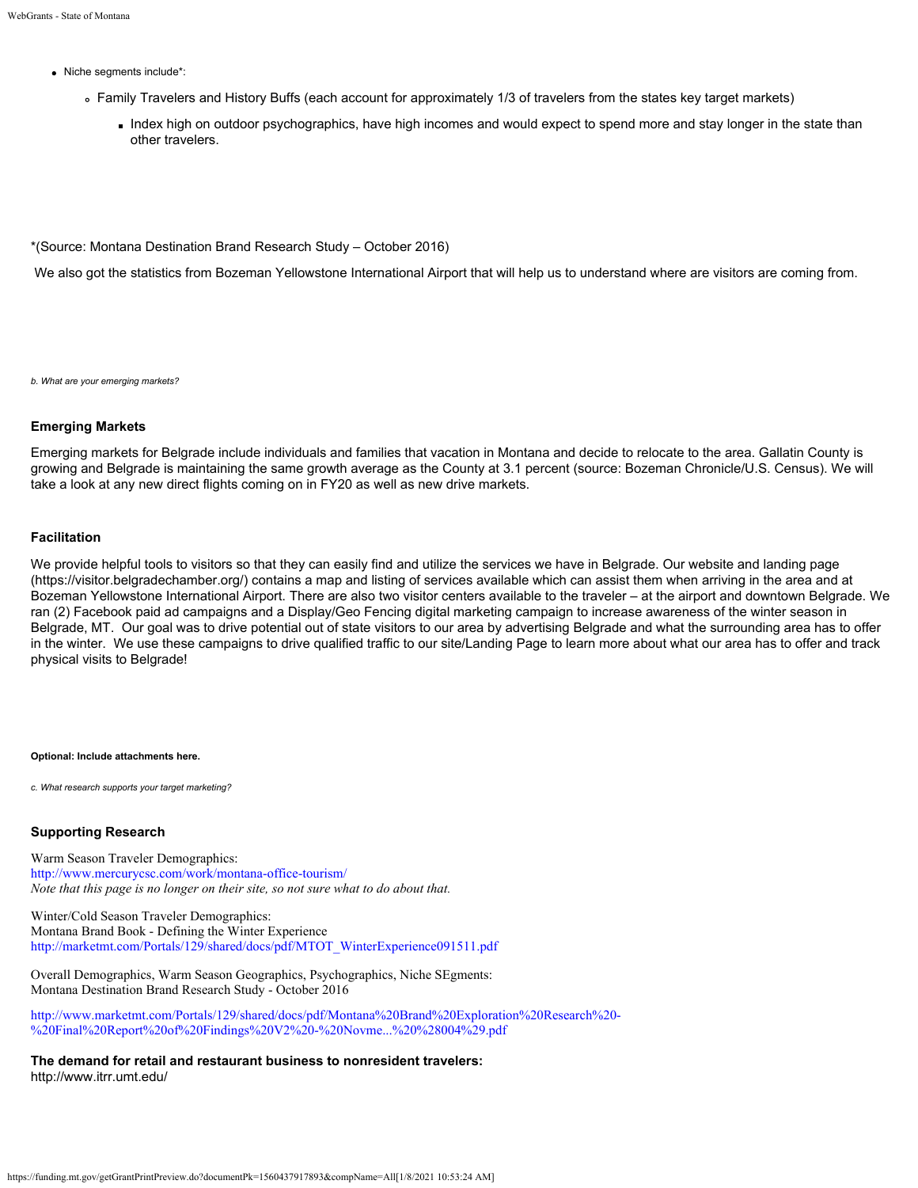- Niche segments include*:
  - Family Travelers and History Buffs (each account for approximately 1/3 of travelers from the states key target markets)
    - Index high on outdoor psychographics, have high incomes and would expect to spend more and stay longer in the state than other travelers.

*(Source: Montana Destination Brand Research Study – October 2016)

We also got the statistics from Bozeman Yellowstone International Airport that will help us to understand where are visitors are coming from.

*b. What are your emerging markets?*

**Emerging Markets**

Emerging markets for Belgrade include individuals and families that vacation in Montana and decide to relocate to the area. Gallatin County is growing and Belgrade is maintaining the same growth average as the County at 3.1 percent (source: Bozeman Chronicle/U.S. Census). We will take a look at any new direct flights coming on in FY20 as well as new drive markets.

**Facilitation**

We provide helpful tools to visitors so that they can easily find and utilize the services we have in Belgrade. Our website and landing page (https://visitor.belgradechamber.org/) contains a map and listing of services available which can assist them when arriving in the area and at Bozeman Yellowstone International Airport. There are also two visitor centers available to the traveler – at the airport and downtown Belgrade. We ran (2) Facebook paid ad campaigns and a Display/Geo Fencing digital marketing campaign to increase awareness of the winter season in Belgrade, MT. Our goal was to drive potential out of state visitors to our area by advertising Belgrade and what the surrounding area has to offer in the winter. We use these campaigns to drive qualified traffic to our site/Landing Page to learn more about what our area has to offer and track physical visits to Belgrade!

**Optional: Include attachments here.**

*c. What research supports your target marketing?*

**Supporting Research**

Warm Season Traveler Demographics:
http://www.mercurycsc.com/work/montana-office-tourism/
*Note that this page is no longer on their site, so not sure what to do about that.*

Winter/Cold Season Traveler Demographics:
Montana Brand Book - Defining the Winter Experience
http://marketmt.com/Portals/129/shared/docs/pdf/MTOT_WinterExperience091511.pdf

Overall Demographics, Warm Season Geographics, Psychographics, Niche SEgments:
Montana Destination Brand Research Study - October 2016

http://www.marketmt.com/Portals/129/shared/docs/pdf/Montana%20Brand%20Exploration%20Research%20-%20Final%20Report%20of%20Findings%20V2%20-%20Novme...%20%28004%29.pdf

**The demand for retail and restaurant business to nonresident travelers:**
http://www.itrr.umt.edu/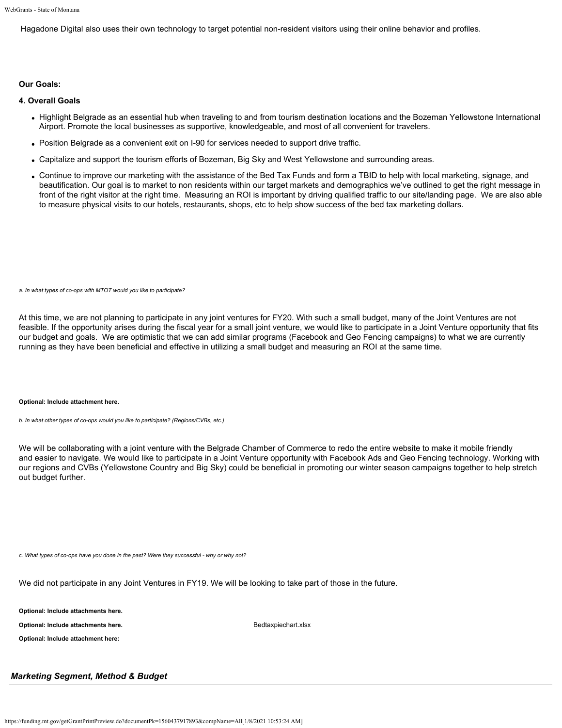Hagadone Digital also uses their own technology to target potential non-resident visitors using their online behavior and profiles.

**Our Goals:**

**4. Overall Goals**

- Highlight Belgrade as an essential hub when traveling to and from tourism destination locations and the Bozeman Yellowstone International Airport. Promote the local businesses as supportive, knowledgeable, and most of all convenient for travelers.
- Position Belgrade as a convenient exit on I-90 for services needed to support drive traffic.
- Capitalize and support the tourism efforts of Bozeman, Big Sky and West Yellowstone and surrounding areas.
- Continue to improve our marketing with the assistance of the Bed Tax Funds and form a TBID to help with local marketing, signage, and beautification. Our goal is to market to non residents within our target markets and demographics we've outlined to get the right message in front of the right visitor at the right time. Measuring an ROI is important by driving qualified traffic to our site/landing page. We are also able to measure physical visits to our hotels, restaurants, shops, etc to help show success of the bed tax marketing dollars.

*a. In what types of co-ops with MTOT would you like to participate?*

At this time, we are not planning to participate in any joint ventures for FY20. With such a small budget, many of the Joint Ventures are not feasible. If the opportunity arises during the fiscal year for a small joint venture, we would like to participate in a Joint Venture opportunity that fits our budget and goals. We are optimistic that we can add similar programs (Facebook and Geo Fencing campaigns) to what we are currently running as they have been beneficial and effective in utilizing a small budget and measuring an ROI at the same time.

**Optional: Include attachment here.**

*b. In what other types of co-ops would you like to participate? (Regions/CVBs, etc.)*

We will be collaborating with a joint venture with the Belgrade Chamber of Commerce to redo the entire website to make it mobile friendly and easier to navigate. We would like to participate in a Joint Venture opportunity with Facebook Ads and Geo Fencing technology. Working with our regions and CVBs (Yellowstone Country and Big Sky) could be beneficial in promoting our winter season campaigns together to help stretch out budget further.

*c. What types of co-ops have you done in the past? Were they successful - why or why not?*

We did not participate in any Joint Ventures in FY19. We will be looking to take part of those in the future.

**Optional: Include attachments here.**

**Optional: Include attachments here.** Bedtaxpiechart.xlsx

**Optional: Include attachment here:**

## *Marketing Segment, Method & Budget*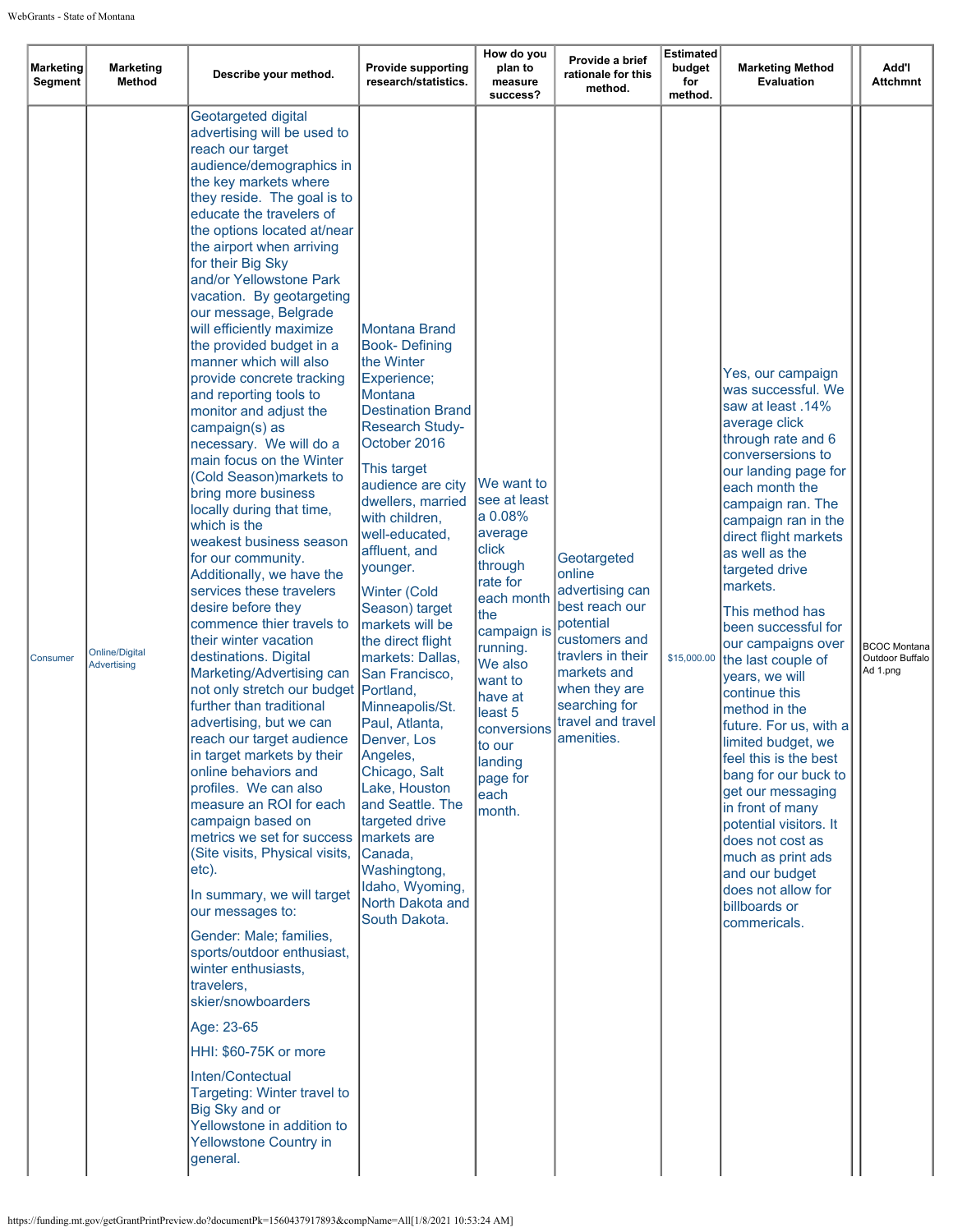| Marketing Segment | Marketing Method | Describe your method. | Provide supporting research/statistics. | How do you plan to measure success? | Provide a brief rationale for this method. | Estimated budget for method. | Marketing Method Evaluation | Add'l Attchmnt |
|---|---|---|---|---|---|---|---|---|
| Consumer | Online/Digital Advertising | Geotargeted digital advertising will be used to reach our target audience/demographics in the key markets where they reside. The goal is to educate the travelers of the options located at/near the airport when arriving for their Big Sky and/or Yellowstone Park vacation. By geotargeting our message, Belgrade will efficiently maximize the provided budget in a manner which will also provide concrete tracking and reporting tools to monitor and adjust the campaign(s) as necessary. We will do a main focus on the Winter (Cold Season)markets to bring more business locally during that time, which is the weakest business season for our community. Additionally, we have the services these travelers desire before they commence thier travels to their winter vacation destinations. Digital Marketing/Advertising can not only stretch our budget further than traditional advertising, but we can reach our target audience in target markets by their online behaviors and profiles. We can also measure an ROI for each campaign based on metrics we set for success (Site visits, Physical visits, etc).<br><br>In summary, we will target our messages to:<br><br>Gender: Male; families, sports/outdoor enthusiast, winter enthusiasts, travelers, skier/snowboarders<br><br>Age: 23-65<br><br>HHI: $60-75K or more<br><br>Inten/Contectual Targeting: Winter travel to Big Sky and or Yellowstone in addition to Yellowstone Country in general. | Montana Brand Book- Defining the Winter Experience; Montana Destination Brand Research Study-October 2016<br><br>This target audience are city dwellers, married with children, well-educated, affluent, and younger.<br><br>Winter (Cold Season) target markets will be the direct flight markets: Dallas, San Francisco, Portland, Minneapolis/St. Paul, Atlanta, Denver, Los Angeles, Chicago, Salt Lake, Houston and Seattle. The targeted drive markets are Canada, Washingtong, Idaho, Wyoming, North Dakota and South Dakota. | We want to see at least a 0.08% average click through rate for each month the campaign is running. We also want to have at least 5 conversions to our landing page for each month. | Geotargeted online advertising can best reach our potential customers and travlers in their markets and when they are searching for travel and travel amenities. | $15,000.00 | Yes, our campaign was successful. We saw at least .14% average click through rate and 6 converserions to our landing page for each month the campaign ran. The campaign ran in the direct flight markets as well as the targeted drive markets.<br><br>This method has been successful for our campaigns over the last couple of years, we will continue this method in the future. For us, with a limited budget, we feel this is the best bang for our buck to get our messaging in front of many potential visitors. It does not cost as much as print ads and our budget does not allow for billboards or commericals. | BCOC Montana Outdoor Buffalo Ad 1.png |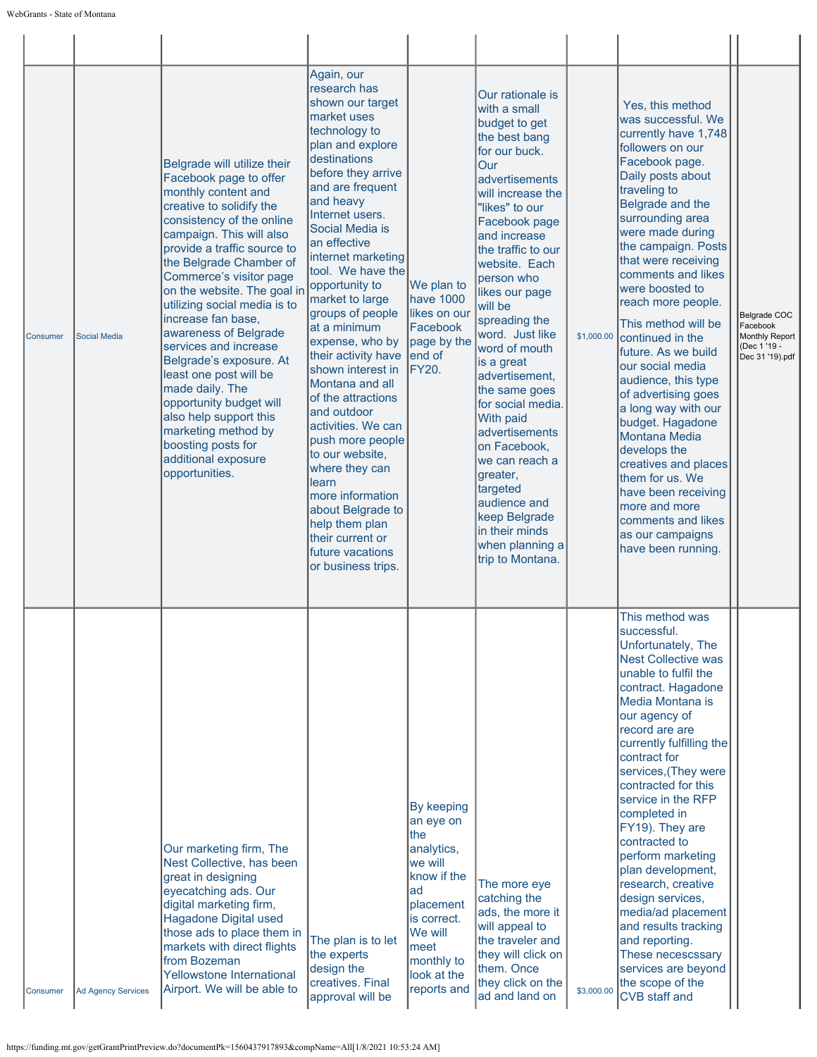| | | | | | | | | | |
|---|---|---|---|---|---|---|---|---|---|
| Consumer | Social Media | Belgrade will utilize their Facebook page to offer monthly content and creative to solidify the consistency of the online campaign. This will also provide a traffic source to the Belgrade Chamber of Commerce's visitor page on the website. The goal in utilizing social media is to increase fan base, awareness of Belgrade services and increase Belgrade's exposure. At least one post will be made daily. The opportunity budget will also help support this marketing method by boosting posts for additional exposure opportunities. | Again, our research has shown our target market uses technology to plan and explore destinations before they arrive and are frequent and heavy Internet users. Social Media is an effective internet marketing tool. We have the opportunity to market to large groups of people at a minimum expense, who by their activity have shown interest in Montana and all of the attractions and outdoor activities. We can push more people to our website, where they can learn more information about Belgrade to help them plan their current or future vacations or business trips. | We plan to have 1000 likes on our Facebook page by the end of FY20. | Our rationale is with a small budget to get the best bang for our buck. Our advertisements will increase the "likes" to our Facebook page and increase the traffic to our website. Each person who likes our page will be spreading the word. Just like word of mouth is a great advertisement, the same goes for social media. With paid advertisements on Facebook, we can reach a greater, targeted audience and keep Belgrade in their minds when planning a trip to Montana. | $1,000.00 | Yes, this method was successful. We currently have 1,748 followers on our Facebook page. Daily posts about traveling to Belgrade and the surrounding area were made during the campaign. Posts that were receiving comments and likes were boosted to reach more people.<br><br>This method will be continued in the future. As we build our social media audience, this type of advertising goes a long way with our budget. Hagadone Montana Media develops the creatives and places them for us. We have been receiving more and more comments and likes as our campaigns have been running. | | Belgrade COC Facebook Monthly Report (Dec 1 '19 - Dec 31 '19).pdf |
| Consumer | Ad Agency Services | Our marketing firm, The Nest Collective, has been great in designing eyecatching ads. Our digital marketing firm, Hagadone Digital used those ads to place them in markets with direct flights from Bozeman Yellowstone International Airport. We will be able to | The plan is to let the experts design the creatives. Final approval will be | By keeping an eye on the analytics, we will know if the ad placement is correct. We will meet monthly to look at the reports and | The more eye catching the ads, the more it will appeal to the traveler and they will click on them. Once they click on the ad and land on | $3,000.00 | This method was successful. Unfortunately, The Nest Collective was unable to fulfil the contract. Hagadone Media Montana is our agency of record are are currently fulfilling the contract for services,(They were contracted for this service in the RFP completed in FY19). They are contracted to perform marketing plan development, research, creative design services, media/ad placement and results tracking and reporting. These nececscsary services are beyond the scope of the CVB staff and | | |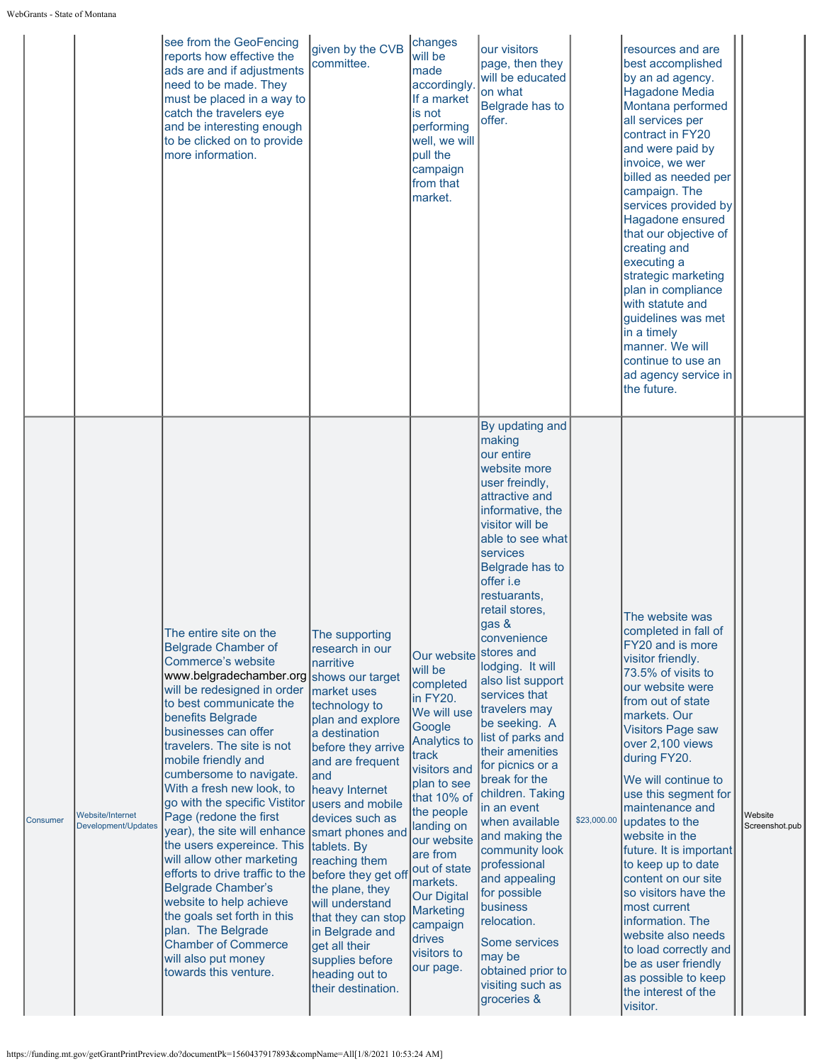|  |  | see from the GeoFencing reports how effective the ads are and if adjustments need to be made. They must be placed in a way to catch the travelers eye and be interesting enough to be clicked on to provide more information. | given by the CVB committee. | changes will be made accordingly. If a market is not performing well, we will pull the campaign from that market. | our visitors page, then they will be educated on what Belgrade has to offer. |  | resources and are best accomplished by an ad agency. Hagadone Media Montana performed all services per contract in FY20 and were paid by invoice, we wer billed as needed per campaign. The services provided by Hagadone ensured that our objective of creating and executing a strategic marketing plan in compliance with statute and guidelines was met in a timely manner. We will continue to use an ad agency service in the future. |  |  |
|---|---|---|---|---|---|---|---|---|---|
| Consumer | Website/Internet Development/Updates | The entire site on the Belgrade Chamber of Commerce's website www.belgradechamber.org will be redesigned in order to best communicate the benefits Belgrade businesses can offer travelers. The site is not mobile friendly and cumbersome to navigate. With a fresh new look, to go with the specific Visitor Page (redone the first year), the site will enhance the users expereince. This will allow other marketing efforts to drive traffic to the Belgrade Chamber's website to help achieve the goals set forth in this plan. The Belgrade Chamber of Commerce will also put money towards this venture. | The supporting research in our narritive shows our target market uses technology to plan and explore a destination before they arrive and are frequent and heavy Internet users and mobile devices such as smart phones and tablets. By reaching them before they get off the plane, they will understand that they can stop in Belgrade and get all their supplies before heading out to their destination. | Our website will be completed in FY20. We will use Google Analytics to track visitors and plan to see that 10% of the people landing on our website are from out of state markets. Our Digital Marketing campaign drives visitors to our page. | By updating and making our entire website more user freindly, attractive and informative, the visitor will be able to see what services Belgrade has to offer i.e restuarants, retail stores, gas & convenience stores and lodging. It will also list support services that travelers may be seeking. A list of parks and their amenities for picnics or a break for the children. Taking in an event when available and making the community look professional and appealing for possible business relocation.<br><br>Some services may be obtained prior to visiting such as groceries & | $23,000.00 | The website was completed in fall of FY20 and is more visitor friendly. 73.5% of visits to our website were from out of state markets. Our Visitors Page saw over 2,100 views during FY20.<br><br>We will continue to use this segment for maintenance and updates to the website in the future. It is important to keep up to date content on our site so visitors have the most current information. The website also needs to load correctly and be as user friendly as possible to keep the interest of the visitor. |  | Website Screenshot.pub |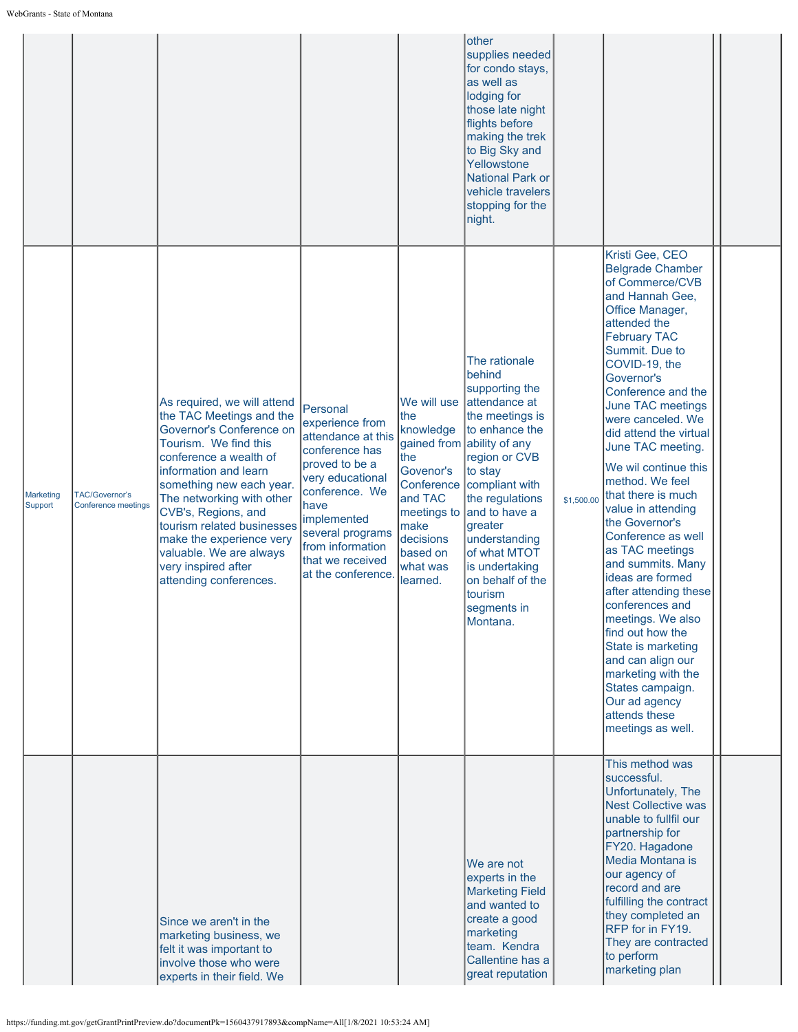| | | | | | | | | | |
|---|---|---|---|---|---|---|---|---|---|
| | | | | | other supplies needed for condo stays, as well as lodging for those late night flights before making the trek to Big Sky and Yellowstone National Park or vehicle travelers stopping for the night. | | | | |
| Marketing Support | TAC/Governor's Conference meetings | As required, we will attend the TAC Meetings and the Governor's Conference on Tourism. We find this conference a wealth of information and learn something new each year. The networking with other CVB's, Regions, and tourism related businesses make the experience very valuable. We are always very inspired after attending conferences. | Personal experience from attendance at this conference has proved to be a very educational conference. We have implemented several programs from information that we received at the conference. | We will use the knowledge gained from the Govenor's Conference and TAC meetings to make decisions based on what was learned. | The rationale behind supporting the attendance at the meetings is to enhance the ability of any region or CVB to stay compliant with the regulations and to have a greater understanding of what MTOT is undertaking on behalf of the tourism segments in Montana. | $1,500.00 | Kristi Gee, CEO Belgrade Chamber of Commerce/CVB and Hannah Gee, Office Manager, attended the February TAC Summit. Due to COVID-19, the Governor's Conference and the June TAC meetings were canceled. We did attend the virtual June TAC meeting.<br><br>We wil continue this method. We feel that there is much value in attending the Governor's Conference as well as TAC meetings and summits. Many ideas are formed after attending these conferences and meetings. We also find out how the State is marketing and can align our marketing with the States campaign. Our ad agency attends these meetings as well. | | |
| | | Since we aren't in the marketing business, we felt it was important to involve those who were experts in their field. We | | | We are not experts in the Marketing Field and wanted to create a good marketing team. Kendra Callentine has a great reputation | | This method was successful. Unfortunately, The Nest Collective was unable to fullfil our partnership for FY20. Hagadone Media Montana is our agency of record and are fulfilling the contract they completed an RFP for in FY19. They are contracted to perform marketing plan | | |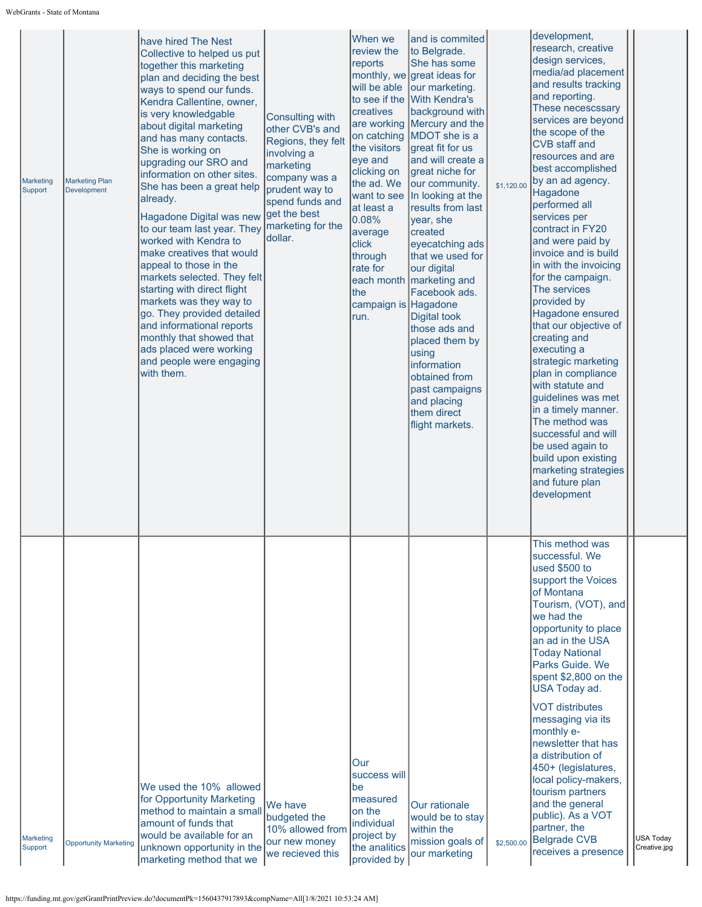| | | | | | | | | | |
|---|---|---|---|---|---|---|---|---|---|
| Marketing Support | Marketing Plan Development | have hired The Nest Collective to helped us put together this marketing plan and deciding the best ways to spend our funds. Kendra Callentine, owner, is very knowledgable about digital marketing and has many contacts. She is working on upgrading our SRO and information on other sites. She has been a great help already.<br><br>Hagadone Digital was new to our team last year. They worked with Kendra to make creatives that would appeal to those in the markets selected. They felt starting with direct flight markets was they way to go. They provided detailed and informational reports monthly that showed that ads placed were working and people were engaging with them. | Consulting with other CVB's and Regions, they felt involving a marketing company was a prudent way to spend funds and get the best marketing for the dollar. | When we review the reports monthly, we will be able to see if the creatives are working on catching the visitors eye and clicking on the ad. We want to see at least a 0.08% average click through rate for each month the campaign is run. | and is commited to Belgrade. She has some great ideas for our marketing. With Kendra's background with Mercury and the MDOT she is a great fit for us and will create a great niche for our community. In looking at the results from last year, she created eyecatching ads that we used for our digital marketing and Facebook ads. Hagadone Digital took those ads and placed them by using information obtained from past campaigns and placing them direct flight markets. | $1,120.00 | development, research, creative design services, media/ad placement and results tracking and reporting. These nececssary services are beyond the scope of the CVB staff and resources and are best accomplished by an ad agency. Hagadone performed all services per contract in FY20 and were paid by invoice and is build in with the invoicing for the campaign. The services provided by Hagadone ensured that our objective of creating and executing a strategic marketing plan in compliance with statute and guidelines was met in a timely manner. The method was successful and will be used again to build upon existing marketing strategies and future plan development | | |
| Marketing Support | Opportunity Marketing | We used the 10% allowed for Opportunity Marketing method to maintain a small amount of funds that would be available for an unknown opportunity in the marketing method that we | We have budgeted the 10% allowed from our new money we recieved this | Our success will be measured on the individual project by the analitics provided by | Our rationale would be to stay within the mission goals of our marketing | $2,500.00 | This method was successful. We used $500 to support the Voices of Montana Tourism, (VOT), and we had the opportunity to place an ad in the USA Today National Parks Guide. We spent $2,800 on the USA Today ad.<br><br>VOT distributes messaging via its monthly e-newsletter that has a distribution of 450+ (legislatures, local policy-makers, tourism partners and the general public). As a VOT partner, the Belgrade CVB receives a presence | | USA Today Creative.jpg |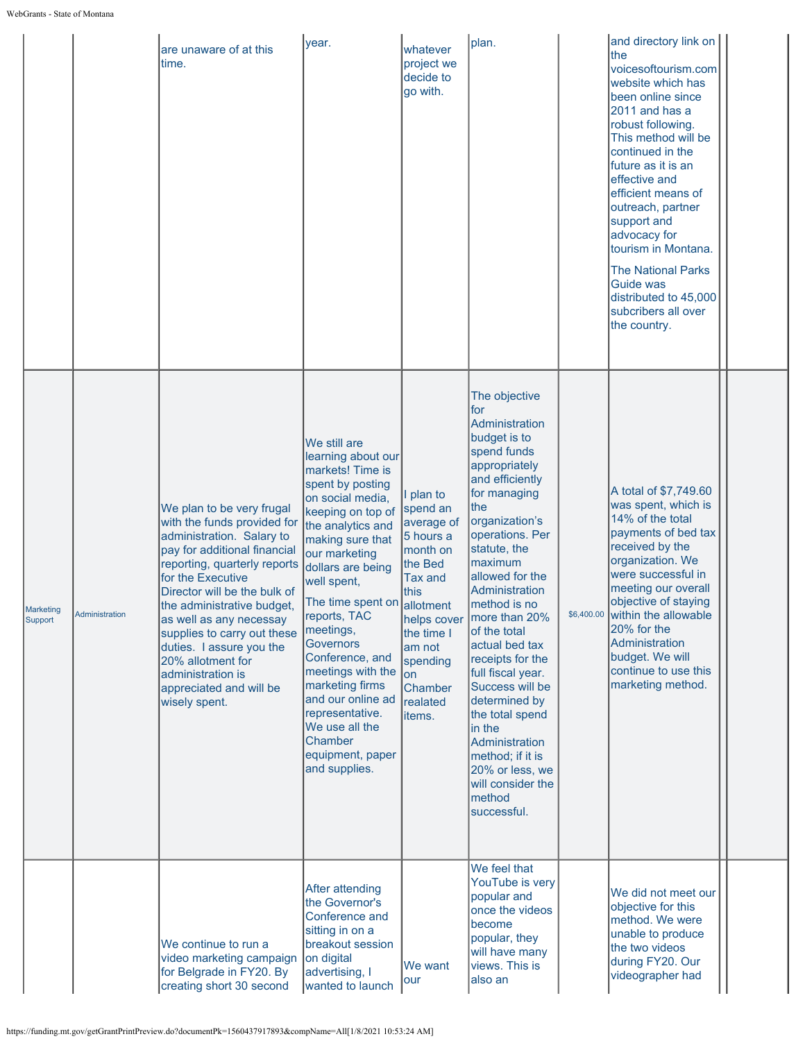| | | | | | | | | | |
|---|---|---|---|---|---|---|---|---|---|
| | | are unaware of at this time. | year. | whatever project we decide to go with. | plan. | | and directory link on the voicesoftourism.com website which has been online since 2011 and has a robust following. This method will be continued in the future as it is an effective and efficient means of outreach, partner support and advocacy for tourism in Montana.<br><br>The National Parks Guide was distributed to 45,000 subcribers all over the country. | | |
| Marketing Support | Administration | We plan to be very frugal with the funds provided for administration. Salary to pay for additional financial reporting, quarterly reports for the Executive Director will be the bulk of the administrative budget, as well as any necessay supplies to carry out these duties. I assure you the 20% allotment for administration is appreciated and will be wisely spent. | We still are learning about our markets! Time is spent by posting on social media, keeping on top of the analytics and making sure that our marketing dollars are being well spent,<br><br>The time spent on reports, TAC meetings, Governors Conference, and meetings with the marketing firms and our online ad representative. We use all the Chamber equipment, paper and supplies. | I plan to spend an average of 5 hours a month on the Bed Tax and this allotment helps cover the time I am not spending on Chamber realated items. | The objective for Administration budget is to spend funds appropriately and efficiently for managing the organization's operations. Per statute, the maximum allowed for the Administration method is no more than 20% of the total actual bed tax receipts for the full fiscal year. Success will be determined by the total spend in the Administration method; if it is 20% or less, we will consider the method successful. | $6,400.00 | A total of $7,749.60 was spent, which is 14% of the total payments of bed tax received by the organization. We were successful in meeting our overall objective of staying within the allowable 20% for the Administration budget. We will continue to use this marketing method. | | |
| | | We continue to run a video marketing campaign for Belgrade in FY20. By creating short 30 second | After attending the Governor's Conference and sitting in on a breakout session on digital advertising, I wanted to launch | We want our | We feel that YouTube is very popular and once the videos become popular, they will have many views. This is also an | | We did not meet our objective for this method. We were unable to produce the two videos during FY20. Our videographer had | | |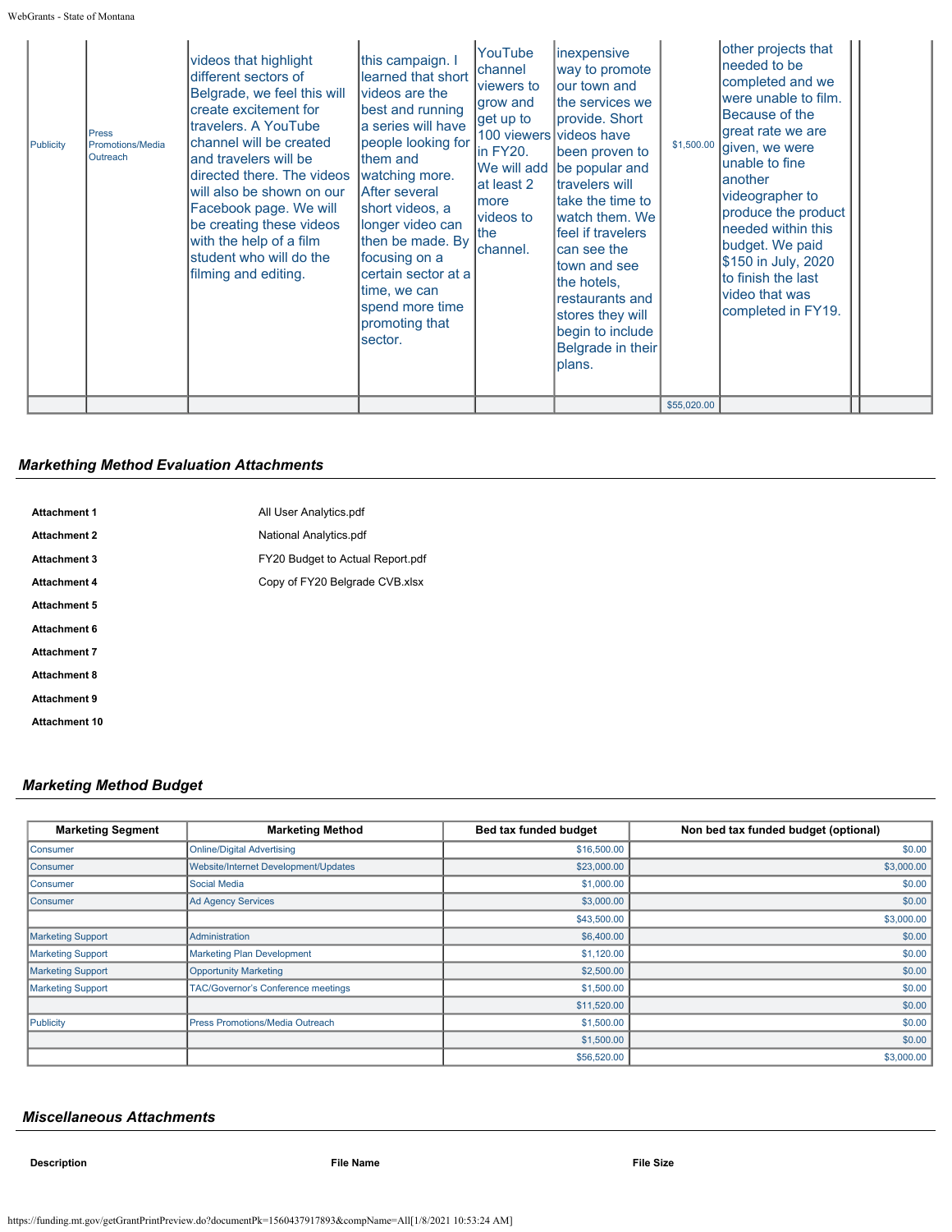| Publicity | Press Promotions/Media Outreach | videos that highlight different sectors of Belgrade, we feel this will create excitement for travelers. A YouTube channel will be created and travelers will be directed there. The videos will also be shown on our Facebook page. We will be creating these videos with the help of a film student who will do the filming and editing. | this campaign. I learned that short videos are the best and running a series will have people looking for them and watching more. After several short videos, a longer video can then be made. By focusing on a certain sector at a time, we can spend more time promoting that sector. | YouTube channel viewers to grow and get up to 100 viewers in FY20. We will add at least 2 more videos to the channel. | inexpensive way to promote our town and the services we provide. Short videos have been proven to be popular and travelers will take the time to watch them. We feel if travelers can see the town and see the hotels, restaurants and stores they will begin to include Belgrade in their plans. | $1,500.00 | other projects that needed to be completed and we were unable to film. Because of the great rate we are given, we were unable to fine another videographer to produce the product needed within this budget. We paid $150 in July, 2020 to finish the last video that was completed in FY19. | | |
|---|---|---|---|---|---|---|---|---|---|
| | | | | | | $55,020.00 | | | |

## *Markething Method Evaluation Attachments*

| | |
|---|---|
| **Attachment 1** | All User Analytics.pdf |
| **Attachment 2** | National Analytics.pdf |
| **Attachment 3** | FY20 Budget to Actual Report.pdf |
| **Attachment 4** | Copy of FY20 Belgrade CVB.xlsx |
| **Attachment 5** | |
| **Attachment 6** | |
| **Attachment 7** | |
| **Attachment 8** | |
| **Attachment 9** | |
| **Attachment 10** | |

## *Marketing Method Budget*

| Marketing Segment | Marketing Method | Bed tax funded budget | Non bed tax funded budget (optional) |
|---|---|---|---|
| Consumer | Online/Digital Advertising | $16,500.00 | $0.00 |
| Consumer | Website/Internet Development/Updates | $23,000.00 | $3,000.00 |
| Consumer | Social Media | $1,000.00 | $0.00 |
| Consumer | Ad Agency Services | $3,000.00 | $0.00 |
| | | $43,500.00 | $3,000.00 |
| Marketing Support | Administration | $6,400.00 | $0.00 |
| Marketing Support | Marketing Plan Development | $1,120.00 | $0.00 |
| Marketing Support | Opportunity Marketing | $2,500.00 | $0.00 |
| Marketing Support | TAC/Governor's Conference meetings | $1,500.00 | $0.00 |
| | | $11,520.00 | $0.00 |
| Publicity | Press Promotions/Media Outreach | $1,500.00 | $0.00 |
| | | $1,500.00 | $0.00 |
| | | $56,520.00 | $3,000.00 |

## *Miscellaneous Attachments*

| Description | File Name | File Size |
|---|---|---|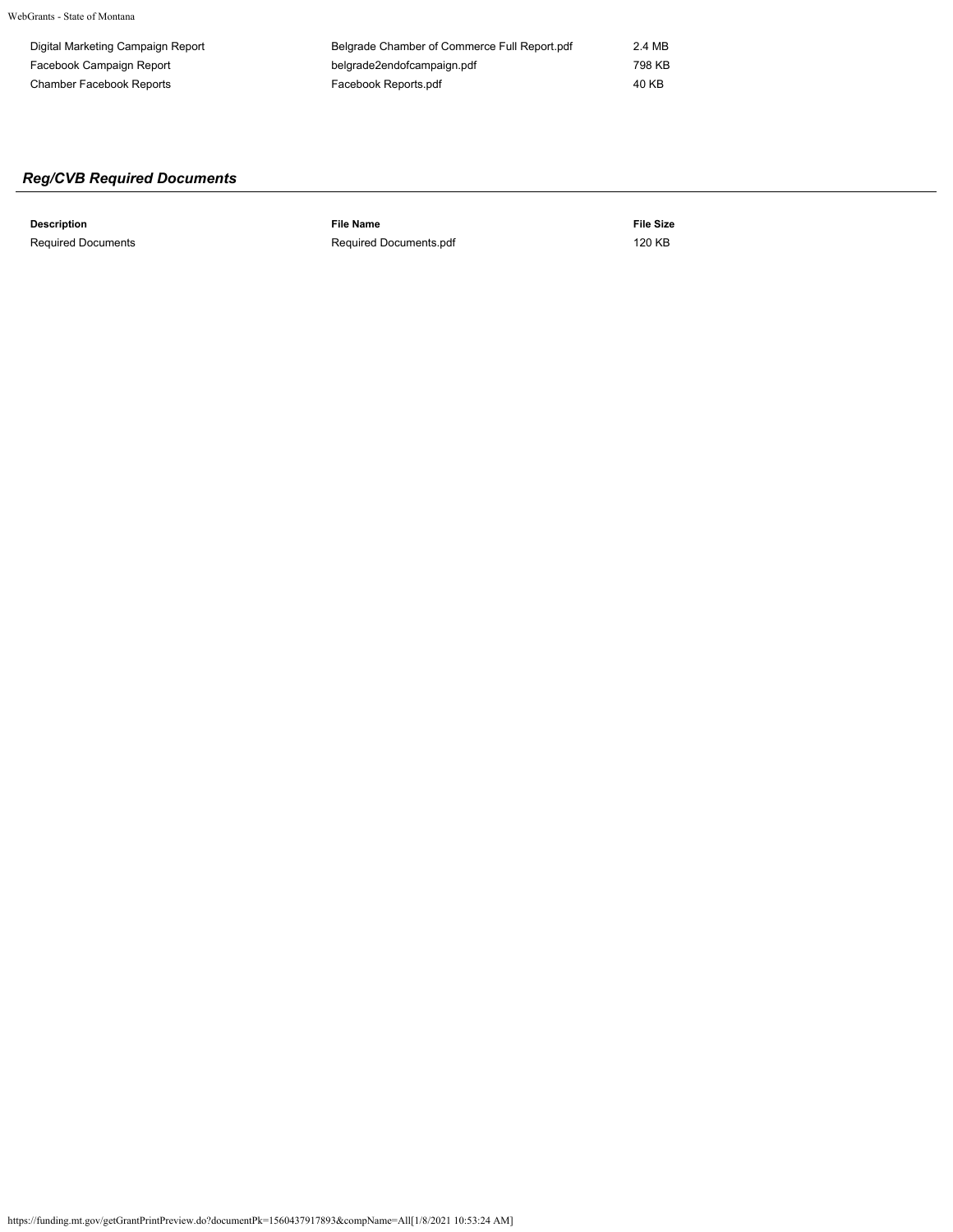| Digital Marketing Campaign Report | Belgrade Chamber of Commerce Full Report.pdf | 2.4 MB |
| --- | --- | --- |
| Facebook Campaign Report | belgrade2endofcampaign.pdf | 798 KB |
| Chamber Facebook Reports | Facebook Reports.pdf | 40 KB |

## *Reg/CVB Required Documents*

| Description | File Name | File Size |
| --- | --- | --- |
| Required Documents | Required Documents.pdf | 120 KB |